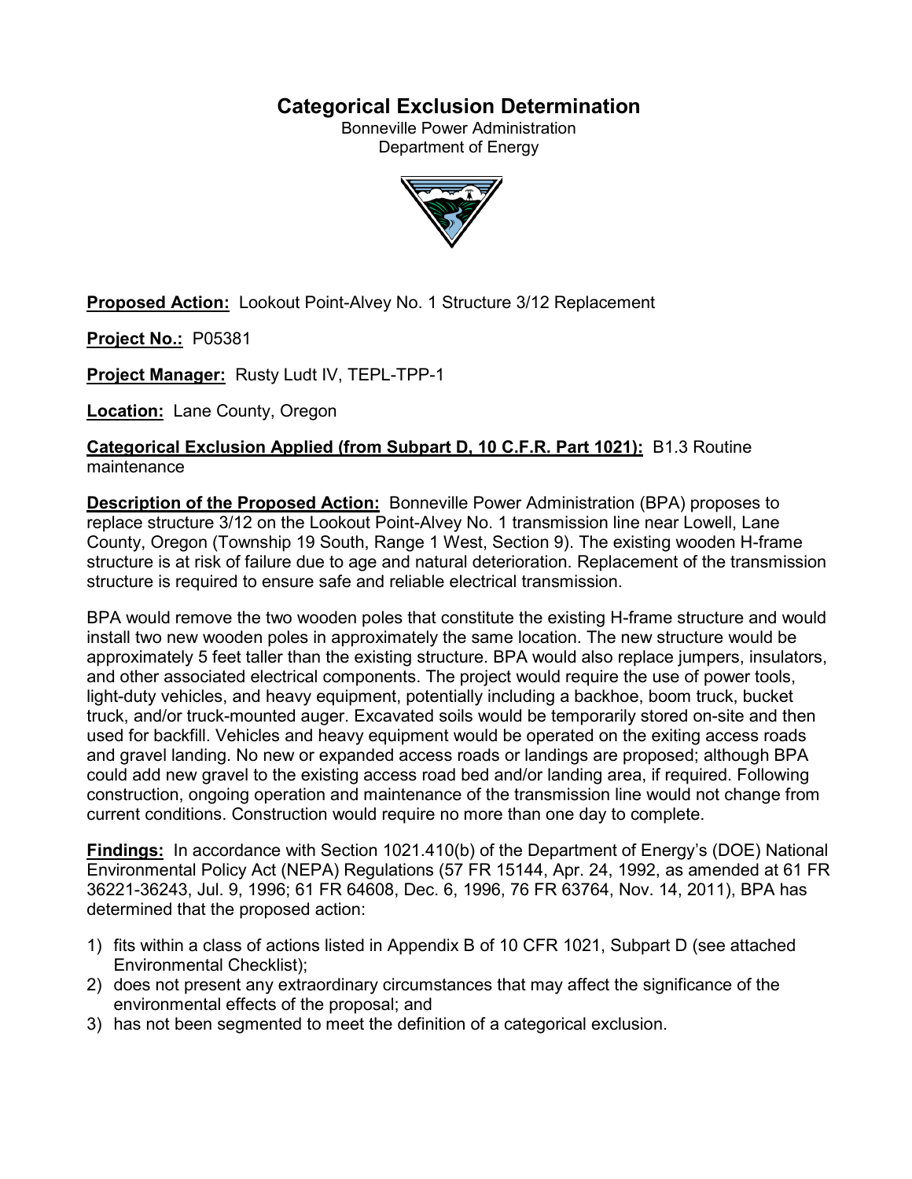# Categorical Exclusion Determination

Bonneville Power Administration
Department of Energy

**Proposed Action:** Lookout Point-Alvey No. 1 Structure 3/12 Replacement

**Project No.:** P05381

**Project Manager:** Rusty Ludt IV, TEPL-TPP-1

**Location:** Lane County, Oregon

**Categorical Exclusion Applied (from Subpart D, 10 C.F.R. Part 1021):** B1.3 Routine maintenance

**Description of the Proposed Action:** Bonneville Power Administration (BPA) proposes to replace structure 3/12 on the Lookout Point-Alvey No. 1 transmission line near Lowell, Lane County, Oregon (Township 19 South, Range 1 West, Section 9). The existing wooden H-frame structure is at risk of failure due to age and natural deterioration. Replacement of the transmission structure is required to ensure safe and reliable electrical transmission.

BPA would remove the two wooden poles that constitute the existing H-frame structure and would install two new wooden poles in approximately the same location. The new structure would be approximately 5 feet taller than the existing structure. BPA would also replace jumpers, insulators, and other associated electrical components. The project would require the use of power tools, light-duty vehicles, and heavy equipment, potentially including a backhoe, boom truck, bucket truck, and/or truck-mounted auger. Excavated soils would be temporarily stored on-site and then used for backfill. Vehicles and heavy equipment would be operated on the exiting access roads and gravel landing. No new or expanded access roads or landings are proposed; although BPA could add new gravel to the existing access road bed and/or landing area, if required. Following construction, ongoing operation and maintenance of the transmission line would not change from current conditions. Construction would require no more than one day to complete.

**Findings:** In accordance with Section 1021.410(b) of the Department of Energy's (DOE) National Environmental Policy Act (NEPA) Regulations (57 FR 15144, Apr. 24, 1992, as amended at 61 FR 36221-36243, Jul. 9, 1996; 61 FR 64608, Dec. 6, 1996, 76 FR 63764, Nov. 14, 2011), BPA has determined that the proposed action:

1) fits within a class of actions listed in Appendix B of 10 CFR 1021, Subpart D (see attached Environmental Checklist);
2) does not present any extraordinary circumstances that may affect the significance of the environmental effects of the proposal; and
3) has not been segmented to meet the definition of a categorical exclusion.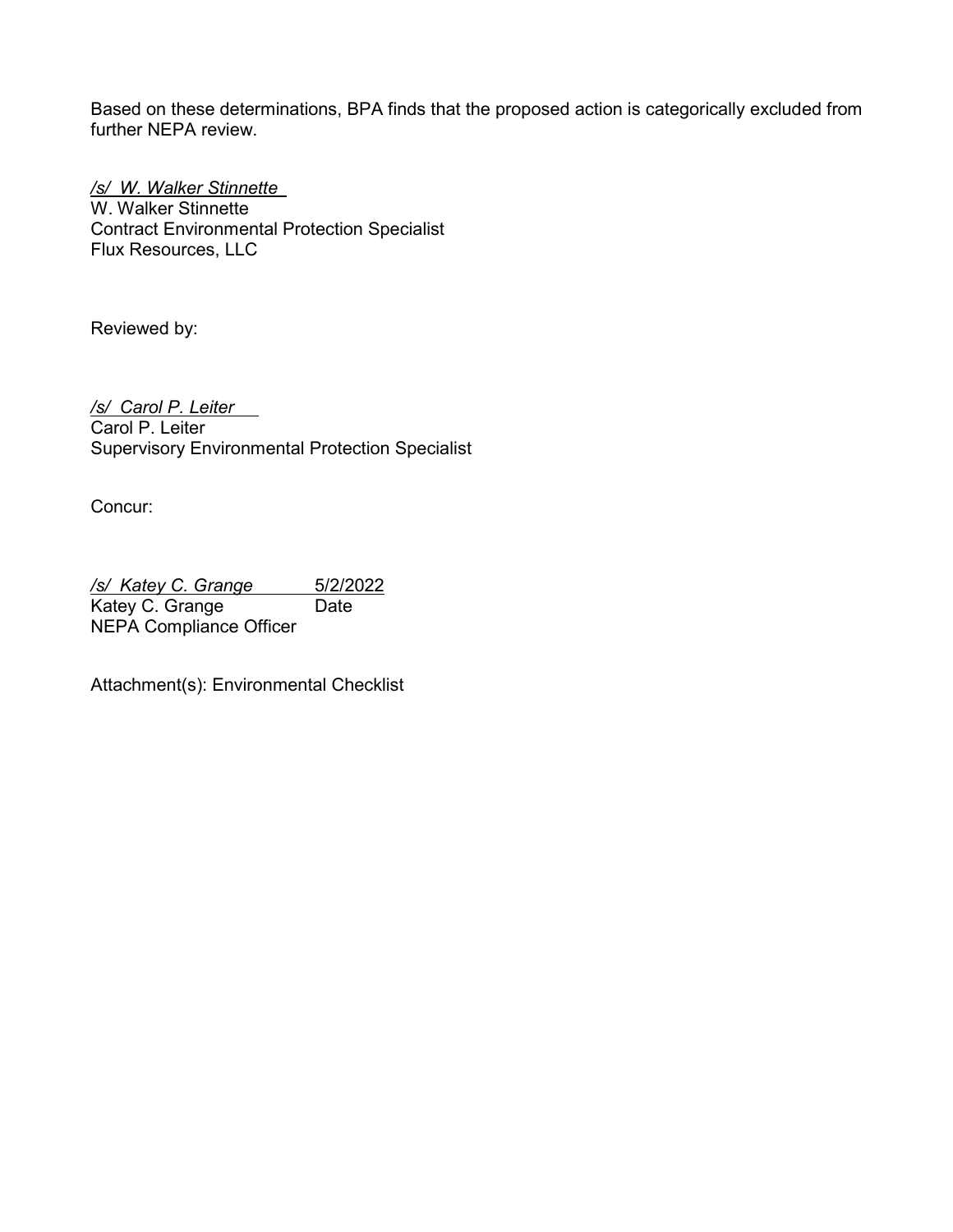Based on these determinations, BPA finds that the proposed action is categorically excluded from further NEPA review.

*/s/ W. Walker Stinnette*
W. Walker Stinnette
Contract Environmental Protection Specialist
Flux Resources, LLC

Reviewed by:

*/s/ Carol P. Leiter*
Carol P. Leiter
Supervisory Environmental Protection Specialist

Concur:

*/s/ Katey C. Grange* 5/2/2022
Katey C. Grange Date
NEPA Compliance Officer

Attachment(s): Environmental Checklist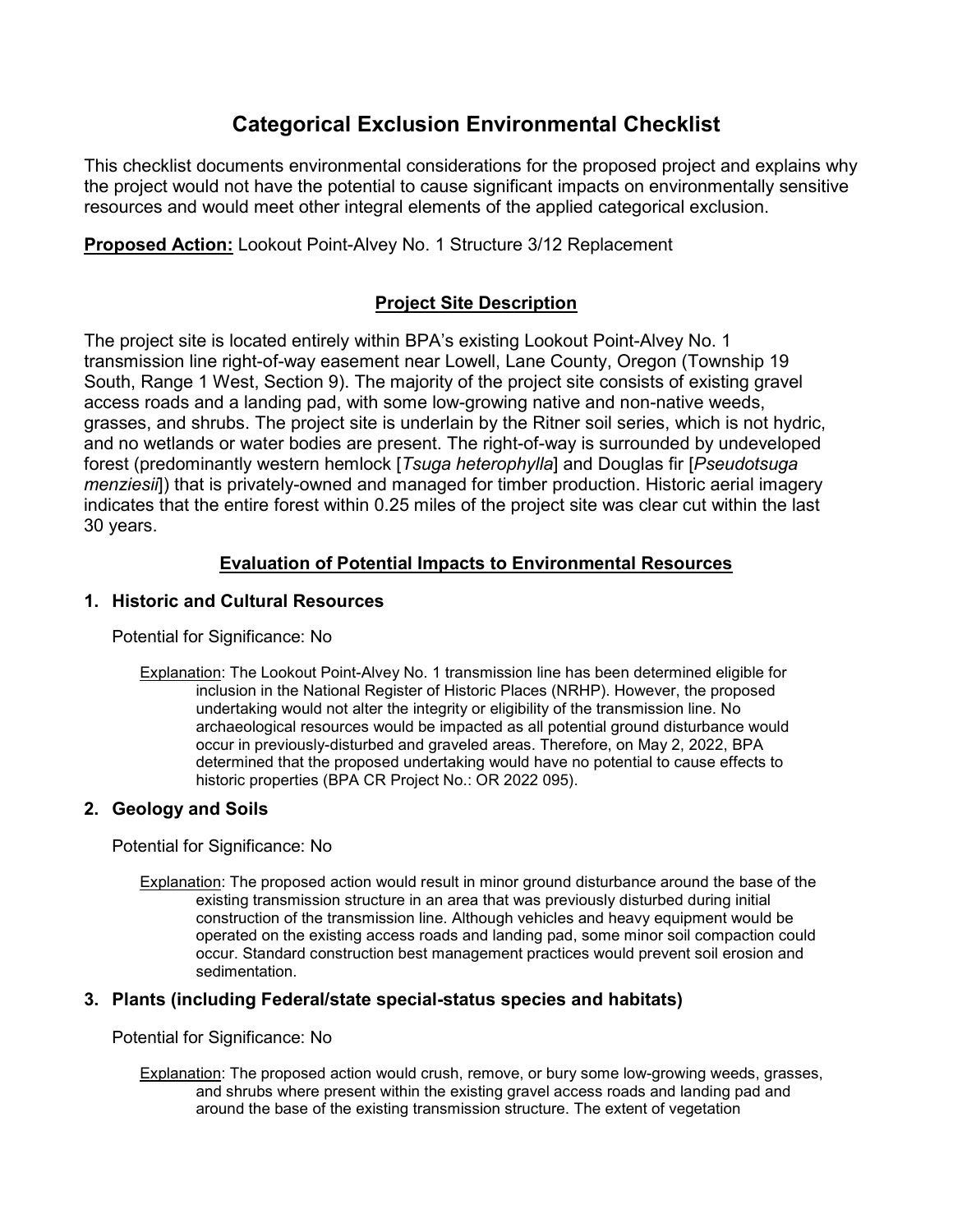# Categorical Exclusion Environmental Checklist

This checklist documents environmental considerations for the proposed project and explains why the project would not have the potential to cause significant impacts on environmentally sensitive resources and would meet other integral elements of the applied categorical exclusion.

**Proposed Action:** Lookout Point-Alvey No. 1 Structure 3/12 Replacement

## Project Site Description

The project site is located entirely within BPA's existing Lookout Point-Alvey No. 1 transmission line right-of-way easement near Lowell, Lane County, Oregon (Township 19 South, Range 1 West, Section 9). The majority of the project site consists of existing gravel access roads and a landing pad, with some low-growing native and non-native weeds, grasses, and shrubs. The project site is underlain by the Ritner soil series, which is not hydric, and no wetlands or water bodies are present. The right-of-way is surrounded by undeveloped forest (predominantly western hemlock [*Tsuga heterophylla*] and Douglas fir [*Pseudotsuga menziesii*]) that is privately-owned and managed for timber production. Historic aerial imagery indicates that the entire forest within 0.25 miles of the project site was clear cut within the last 30 years.

## Evaluation of Potential Impacts to Environmental Resources

### 1. Historic and Cultural Resources

Potential for Significance: No

Explanation: The Lookout Point-Alvey No. 1 transmission line has been determined eligible for inclusion in the National Register of Historic Places (NRHP). However, the proposed undertaking would not alter the integrity or eligibility of the transmission line. No archaeological resources would be impacted as all potential ground disturbance would occur in previously-disturbed and graveled areas. Therefore, on May 2, 2022, BPA determined that the proposed undertaking would have no potential to cause effects to historic properties (BPA CR Project No.: OR 2022 095).

### 2. Geology and Soils

Potential for Significance: No

Explanation: The proposed action would result in minor ground disturbance around the base of the existing transmission structure in an area that was previously disturbed during initial construction of the transmission line. Although vehicles and heavy equipment would be operated on the existing access roads and landing pad, some minor soil compaction could occur. Standard construction best management practices would prevent soil erosion and sedimentation.

### 3. Plants (including Federal/state special-status species and habitats)

Potential for Significance: No

Explanation: The proposed action would crush, remove, or bury some low-growing weeds, grasses, and shrubs where present within the existing gravel access roads and landing pad and around the base of the existing transmission structure. The extent of vegetation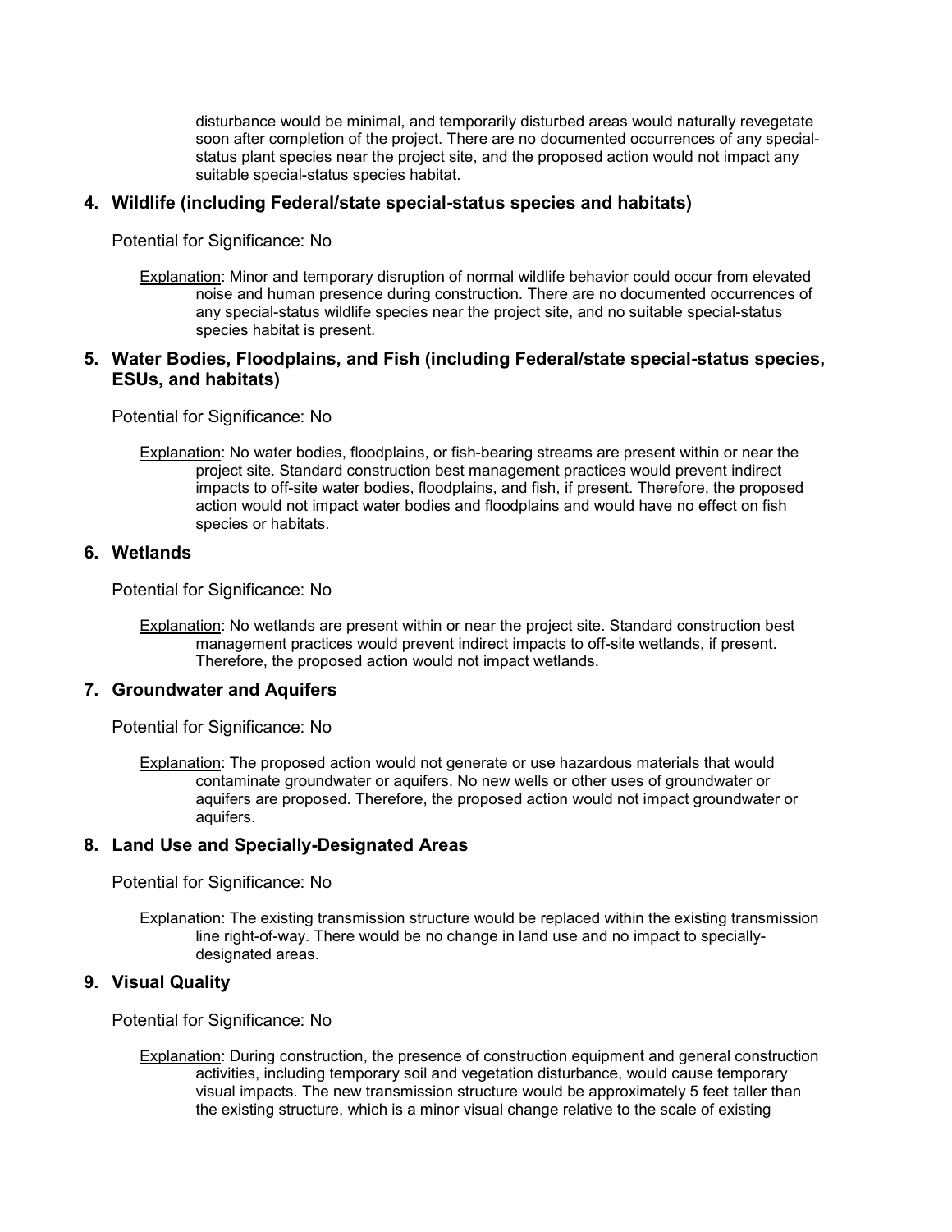disturbance would be minimal, and temporarily disturbed areas would naturally revegetate soon after completion of the project. There are no documented occurrences of any special-status plant species near the project site, and the proposed action would not impact any suitable special-status species habitat.

### 4. Wildlife (including Federal/state special-status species and habitats)

Potential for Significance: No

Explanation: Minor and temporary disruption of normal wildlife behavior could occur from elevated noise and human presence during construction. There are no documented occurrences of any special-status wildlife species near the project site, and no suitable special-status species habitat is present.

### 5. Water Bodies, Floodplains, and Fish (including Federal/state special-status species, ESUs, and habitats)

Potential for Significance: No

Explanation: No water bodies, floodplains, or fish-bearing streams are present within or near the project site. Standard construction best management practices would prevent indirect impacts to off-site water bodies, floodplains, and fish, if present. Therefore, the proposed action would not impact water bodies and floodplains and would have no effect on fish species or habitats.

### 6. Wetlands

Potential for Significance: No

Explanation: No wetlands are present within or near the project site. Standard construction best management practices would prevent indirect impacts to off-site wetlands, if present. Therefore, the proposed action would not impact wetlands.

### 7. Groundwater and Aquifers

Potential for Significance: No

Explanation: The proposed action would not generate or use hazardous materials that would contaminate groundwater or aquifers. No new wells or other uses of groundwater or aquifers are proposed. Therefore, the proposed action would not impact groundwater or aquifers.

### 8. Land Use and Specially-Designated Areas

Potential for Significance: No

Explanation: The existing transmission structure would be replaced within the existing transmission line right-of-way. There would be no change in land use and no impact to specially-designated areas.

### 9. Visual Quality

Potential for Significance: No

Explanation: During construction, the presence of construction equipment and general construction activities, including temporary soil and vegetation disturbance, would cause temporary visual impacts. The new transmission structure would be approximately 5 feet taller than the existing structure, which is a minor visual change relative to the scale of existing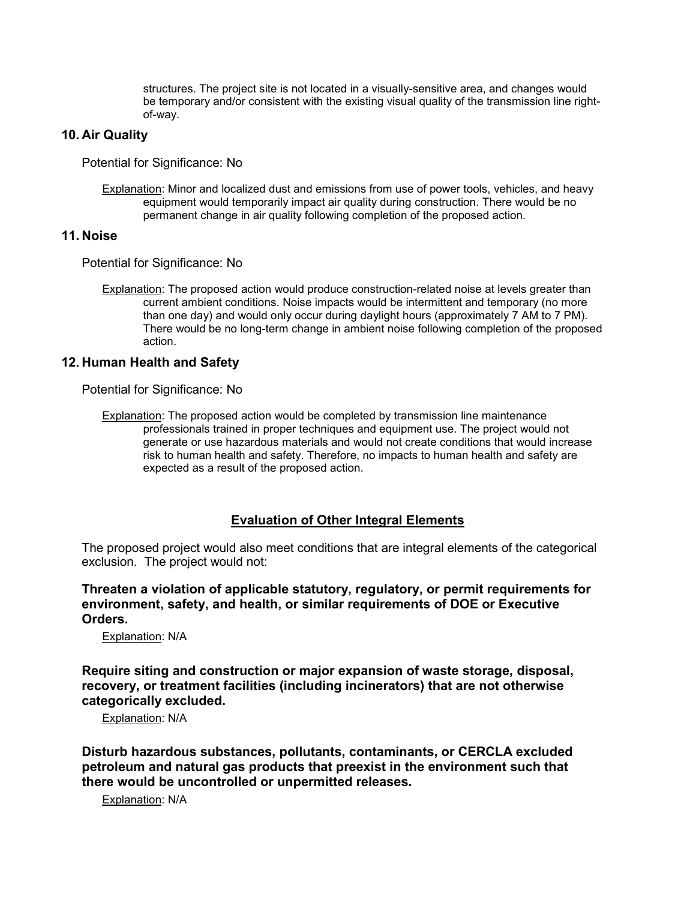structures. The project site is not located in a visually-sensitive area, and changes would be temporary and/or consistent with the existing visual quality of the transmission line right-of-way.

## 10. Air Quality

Potential for Significance: No

Explanation: Minor and localized dust and emissions from use of power tools, vehicles, and heavy equipment would temporarily impact air quality during construction. There would be no permanent change in air quality following completion of the proposed action.

## 11. Noise

Potential for Significance: No

Explanation: The proposed action would produce construction-related noise at levels greater than current ambient conditions. Noise impacts would be intermittent and temporary (no more than one day) and would only occur during daylight hours (approximately 7 AM to 7 PM). There would be no long-term change in ambient noise following completion of the proposed action.

## 12. Human Health and Safety

Potential for Significance: No

Explanation: The proposed action would be completed by transmission line maintenance professionals trained in proper techniques and equipment use. The project would not generate or use hazardous materials and would not create conditions that would increase risk to human health and safety. Therefore, no impacts to human health and safety are expected as a result of the proposed action.

## Evaluation of Other Integral Elements

The proposed project would also meet conditions that are integral elements of the categorical exclusion. The project would not:

**Threaten a violation of applicable statutory, regulatory, or permit requirements for environment, safety, and health, or similar requirements of DOE or Executive Orders.**

Explanation: N/A

**Require siting and construction or major expansion of waste storage, disposal, recovery, or treatment facilities (including incinerators) that are not otherwise categorically excluded.**

Explanation: N/A

**Disturb hazardous substances, pollutants, contaminants, or CERCLA excluded petroleum and natural gas products that preexist in the environment such that there would be uncontrolled or unpermitted releases.**

Explanation: N/A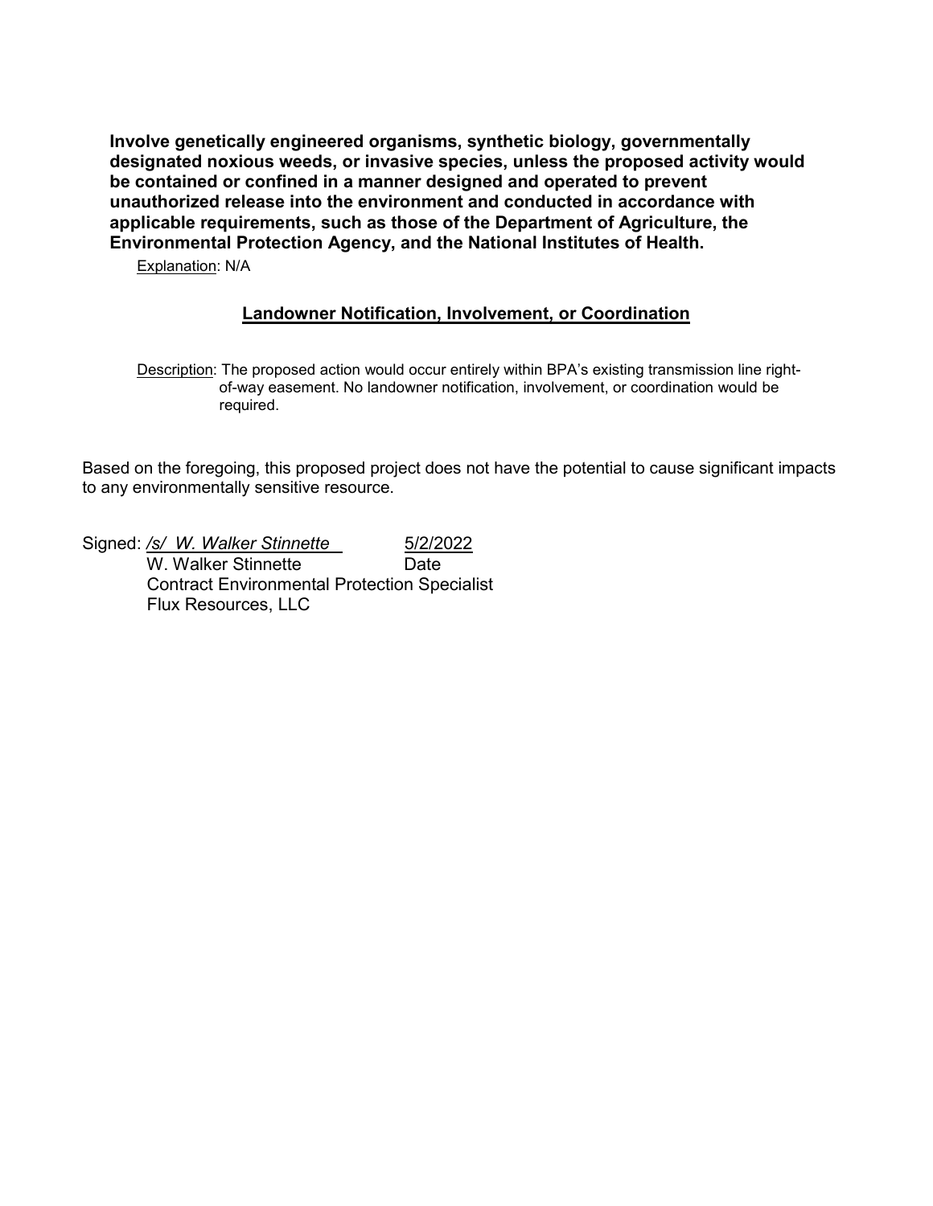**Involve genetically engineered organisms, synthetic biology, governmentally designated noxious weeds, or invasive species, unless the proposed activity would be contained or confined in a manner designed and operated to prevent unauthorized release into the environment and conducted in accordance with applicable requirements, such as those of the Department of Agriculture, the Environmental Protection Agency, and the National Institutes of Health.**

Explanation: N/A

## Landowner Notification, Involvement, or Coordination

Description: The proposed action would occur entirely within BPA's existing transmission line right-of-way easement. No landowner notification, involvement, or coordination would be required.

Based on the foregoing, this proposed project does not have the potential to cause significant impacts to any environmentally sensitive resource.

Signed: */s/ W. Walker Stinnette* 5/2/2022
W. Walker Stinnette Date
Contract Environmental Protection Specialist
Flux Resources, LLC